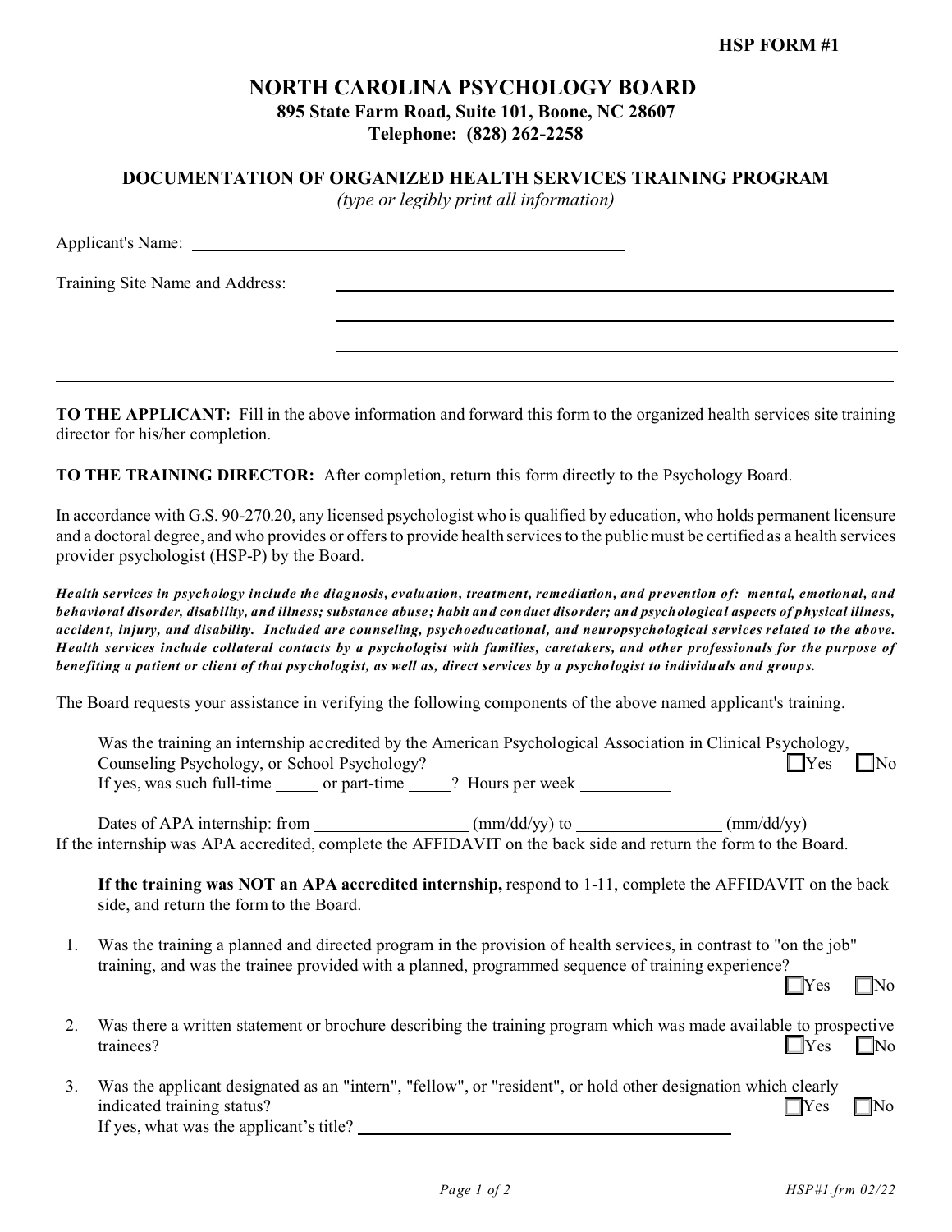**HSP FORM #1**

# NORTH CAROLINA PSYCHOLOGY BOARD

**895 State Farm Road, Suite 101, Boone, NC 28607**
**Telephone: (828) 262-2258**

## DOCUMENTATION OF ORGANIZED HEALTH SERVICES TRAINING PROGRAM

*(type or legibly print all information)*

Applicant's Name: ______________________________________________

Training Site Name and Address: ______________________________________________

______________________________________________

______________________________________________

---

**TO THE APPLICANT:** Fill in the above information and forward this form to the organized health services site training director for his/her completion.

**TO THE TRAINING DIRECTOR:** After completion, return this form directly to the Psychology Board.

In accordance with G.S. 90-270.20, any licensed psychologist who is qualified by education, who holds permanent licensure and a doctoral degree, and who provides or offers to provide health services to the public must be certified as a health services provider psychologist (HSP-P) by the Board.

***Health services in psychology include the diagnosis, evaluation, treatment, remediation, and prevention of: mental, emotional, and behavioral disorder, disability, and illness; substance abuse; habit and conduct disorder; and psychological aspects of physical illness, accident, injury, and disability. Included are counseling, psychoeducational, and neuropsychological services related to the above. Health services include collateral contacts by a psychologist with families, caretakers, and other professionals for the purpose of benefiting a patient or client of that psychologist, as well as, direct services by a psychologist to individuals and groups.***

The Board requests your assistance in verifying the following components of the above named applicant's training.

Was the training an internship accredited by the American Psychological Association in Clinical Psychology, Counseling Psychology, or School Psychology? ☐ Yes ☐ No
If yes, was such full-time _____ or part-time _____? Hours per week __________

Dates of APA internship: from _________________ (mm/dd/yy) to ________________ (mm/dd/yy)
If the internship was APA accredited, complete the AFFIDAVIT on the back side and return the form to the Board.

**If the training was NOT an APA accredited internship,** respond to 1-11, complete the AFFIDAVIT on the back side, and return the form to the Board.

1. Was the training a planned and directed program in the provision of health services, in contrast to "on the job" training, and was the trainee provided with a planned, programmed sequence of training experience? ☐ Yes ☐ No

2. Was there a written statement or brochure describing the training program which was made available to prospective trainees? ☐ Yes ☐ No

3. Was the applicant designated as an "intern", "fellow", or "resident", or hold other designation which clearly indicated training status? ☐ Yes ☐ No
   If yes, what was the applicant's title? ______________________________________________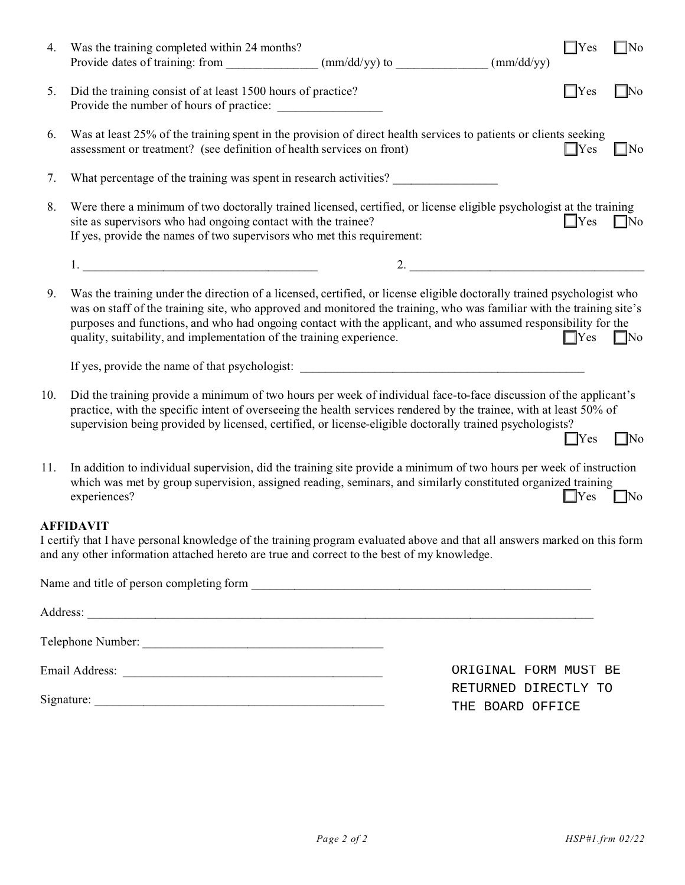4. Was the training completed within 24 months? ☐Yes ☐No
   Provide dates of training: from _______________ (mm/dd/yy) to _______________ (mm/dd/yy)

5. Did the training consist of at least 1500 hours of practice? ☐Yes ☐No
   Provide the number of hours of practice: _________________

6. Was at least 25% of the training spent in the provision of direct health services to patients or clients seeking assessment or treatment? (see definition of health services on front) ☐Yes ☐No

7. What percentage of the training was spent in research activities? _________________

8. Were there a minimum of two doctorally trained licensed, certified, or license eligible psychologist at the training site as supervisors who had ongoing contact with the trainee? ☐Yes ☐No
   If yes, provide the names of two supervisors who met this requirement:

   1. ________________________________________ 2. ________________________________________

9. Was the training under the direction of a licensed, certified, or license eligible doctorally trained psychologist who was on staff of the training site, who approved and monitored the training, who was familiar with the training site's purposes and functions, and who had ongoing contact with the applicant, and who assumed responsibility for the quality, suitability, and implementation of the training experience. ☐Yes ☐No

   If yes, provide the name of that psychologist: _________________________________________________

10. Did the training provide a minimum of two hours per week of individual face-to-face discussion of the applicant's practice, with the specific intent of overseeing the health services rendered by the trainee, with at least 50% of supervision being provided by licensed, certified, or license-eligible doctorally trained psychologists? ☐Yes ☐No

11. In addition to individual supervision, did the training site provide a minimum of two hours per week of instruction which was met by group supervision, assigned reading, seminars, and similarly constituted organized training experiences? ☐Yes ☐No

**AFFIDAVIT**

I certify that I have personal knowledge of the training program evaluated above and that all answers marked on this form and any other information attached hereto are true and correct to the best of my knowledge.

Name and title of person completing form ___________________________________________________________

Address: ______________________________________________________________________________________

Telephone Number: _________________________________________

Email Address: ____________________________________________

Signature: ________________________________________________

ORIGINAL FORM MUST BE RETURNED DIRECTLY TO THE BOARD OFFICE

HSP#1.frm 02/22